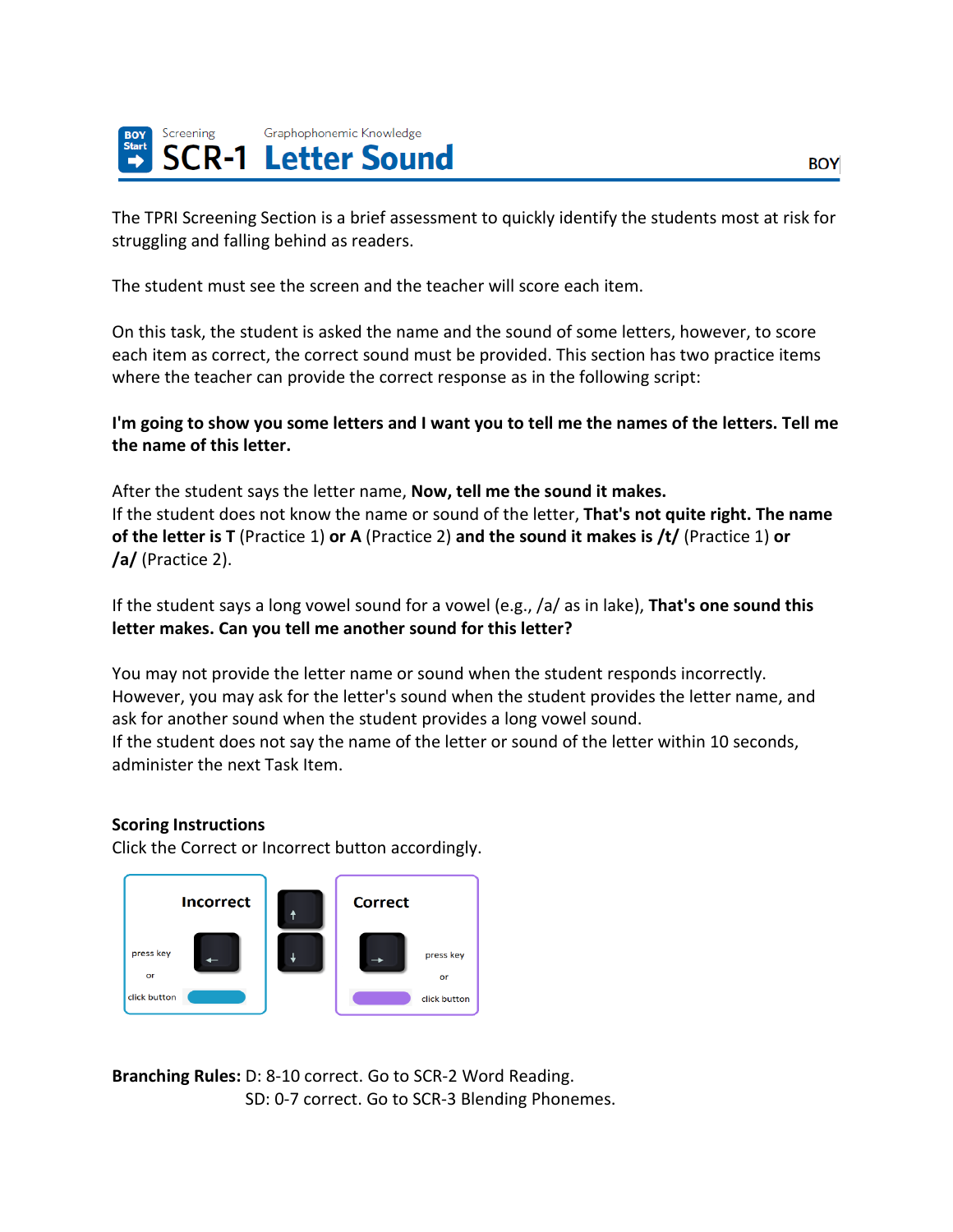BOY Start Screening Graphophonemic Knowledge

# SCR-1 Letter Sound

BOY

The TPRI Screening Section is a brief assessment to quickly identify the students most at risk for struggling and falling behind as readers.

The student must see the screen and the teacher will score each item.

On this task, the student is asked the name and the sound of some letters, however, to score each item as correct, the correct sound must be provided. This section has two practice items where the teacher can provide the correct response as in the following script:

**I'm going to show you some letters and I want you to tell me the names of the letters. Tell me the name of this letter.**

After the student says the letter name, **Now, tell me the sound it makes.**
If the student does not know the name or sound of the letter, **That's not quite right. The name of the letter is T** (Practice 1) **or A** (Practice 2) **and the sound it makes is /t/** (Practice 1) **or /a/** (Practice 2).

If the student says a long vowel sound for a vowel (e.g., /a/ as in lake), **That's one sound this letter makes. Can you tell me another sound for this letter?**

You may not provide the letter name or sound when the student responds incorrectly. However, you may ask for the letter's sound when the student provides the letter name, and ask for another sound when the student provides a long vowel sound.
If the student does not say the name of the letter or sound of the letter within 10 seconds, administer the next Task Item.

**Scoring Instructions**
Click the Correct or Incorrect button accordingly.

Incorrect: press key ← or click button

Correct: press key → or click button

**Branching Rules:** D: 8-10 correct. Go to SCR-2 Word Reading.
SD: 0-7 correct. Go to SCR-3 Blending Phonemes.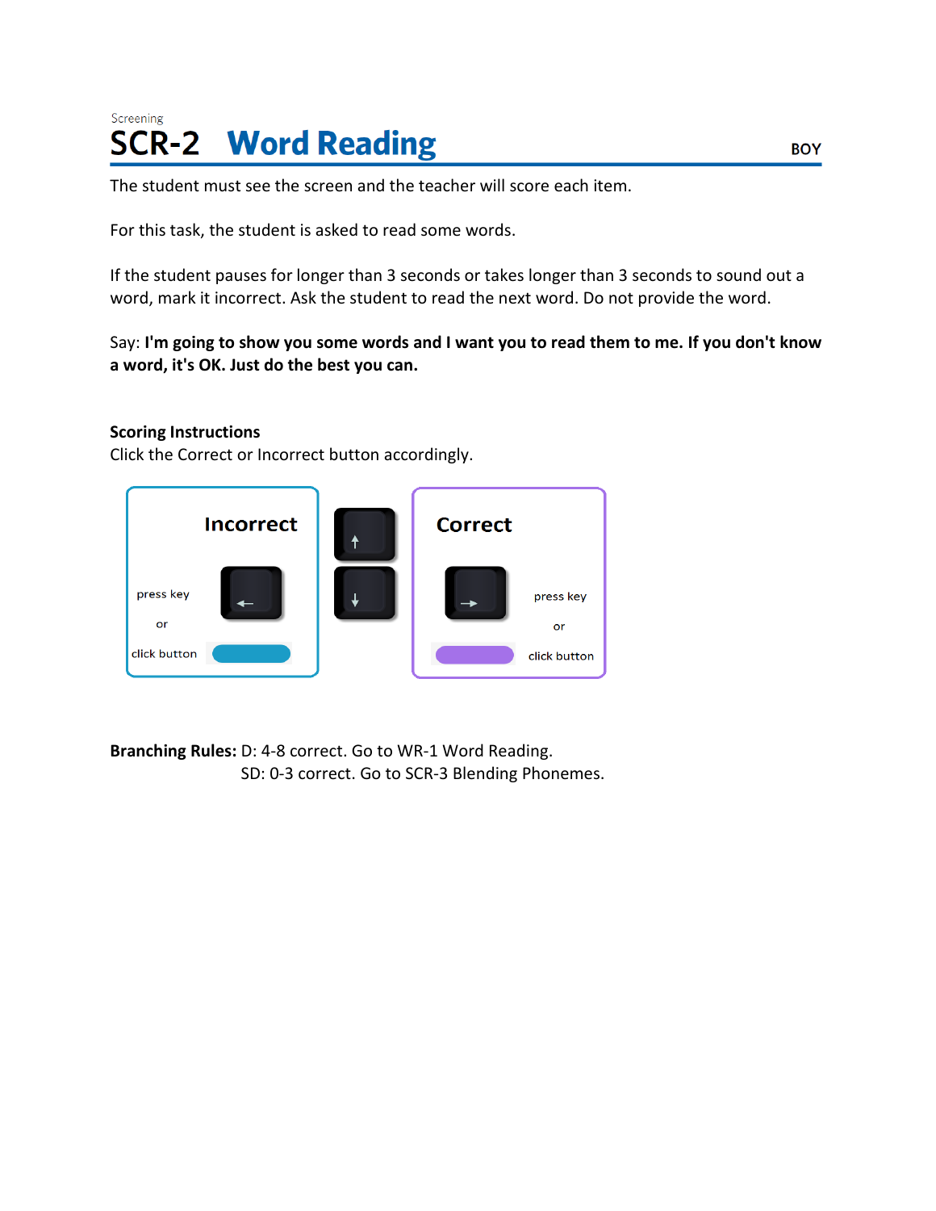Screening

# SCR-2 Word Reading

BOY

The student must see the screen and the teacher will score each item.

For this task, the student is asked to read some words.

If the student pauses for longer than 3 seconds or takes longer than 3 seconds to sound out a word, mark it incorrect. Ask the student to read the next word. Do not provide the word.

Say: **I'm going to show you some words and I want you to read them to me. If you don't know a word, it's OK. Just do the best you can.**

**Scoring Instructions**
Click the Correct or Incorrect button accordingly.

Incorrect

press key ←

or

click button

↑

↓

Correct

press key →

or

click button

**Branching Rules:** D: 4-8 correct. Go to WR-1 Word Reading.
SD: 0-3 correct. Go to SCR-3 Blending Phonemes.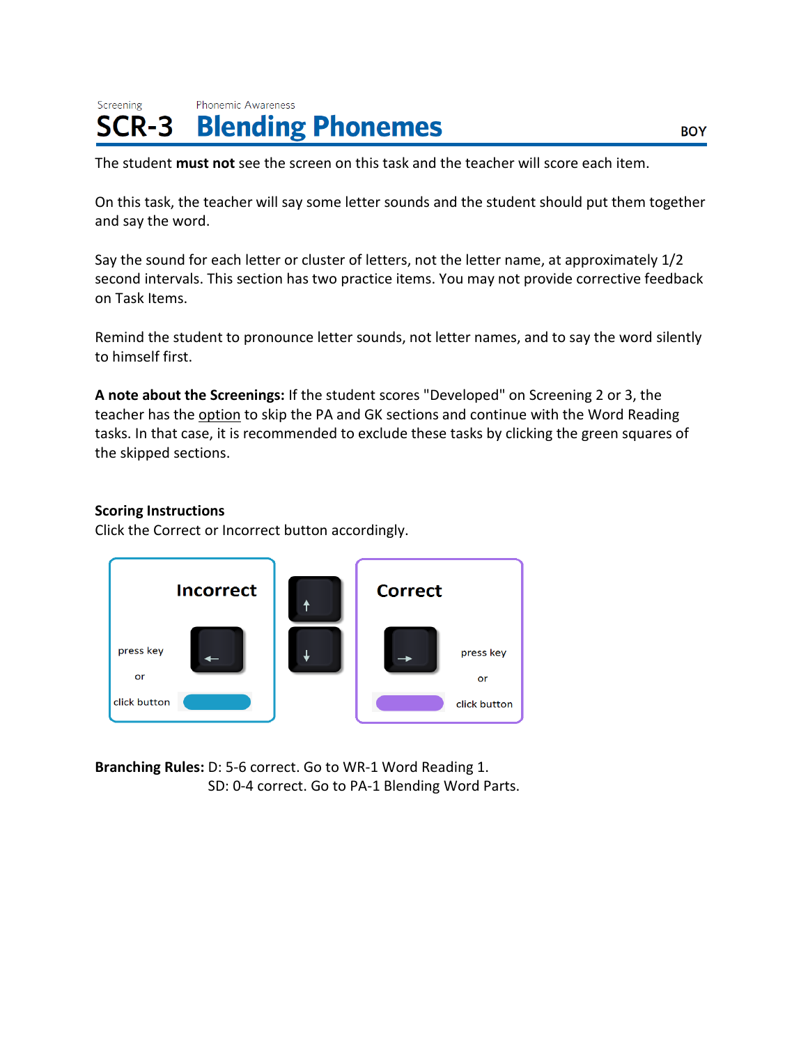Screening — Phonemic Awareness

# SCR-3 Blending Phonemes

**BOY**

The student **must not** see the screen on this task and the teacher will score each item.

On this task, the teacher will say some letter sounds and the student should put them together and say the word.

Say the sound for each letter or cluster of letters, not the letter name, at approximately 1/2 second intervals. This section has two practice items. You may not provide corrective feedback on Task Items.

Remind the student to pronounce letter sounds, not letter names, and to say the word silently to himself first.

**A note about the Screenings:** If the student scores "Developed" on Screening 2 or 3, the teacher has the option to skip the PA and GK sections and continue with the Word Reading tasks. In that case, it is recommended to exclude these tasks by clicking the green squares of the skipped sections.

### Scoring Instructions

Click the Correct or Incorrect button accordingly.

**Incorrect**
press key ← or click button

↑ ↓

**Correct**
press key → or click button

**Branching Rules:** D: 5-6 correct. Go to WR-1 Word Reading 1.
SD: 0-4 correct. Go to PA-1 Blending Word Parts.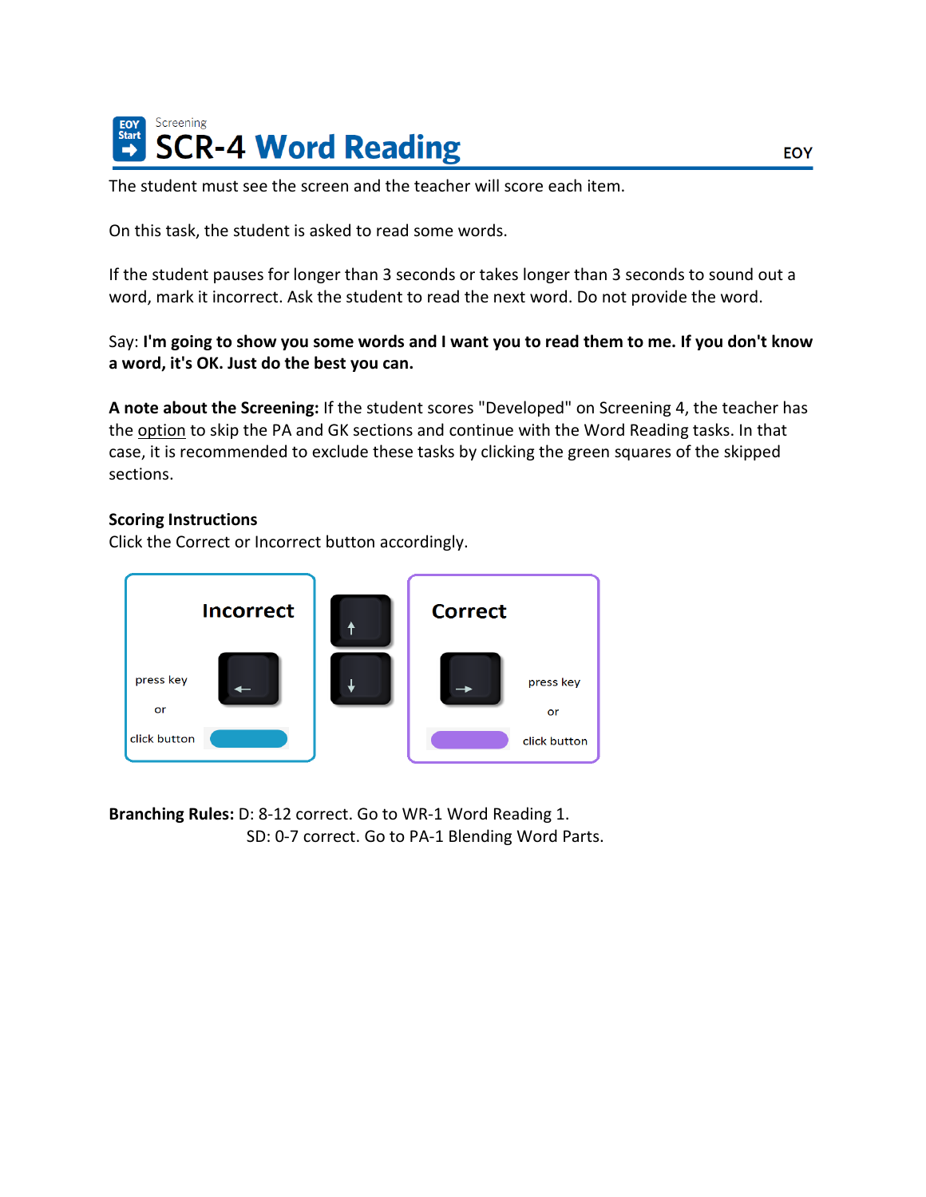Screening

# SCR-4 Word Reading

EOY

The student must see the screen and the teacher will score each item.

On this task, the student is asked to read some words.

If the student pauses for longer than 3 seconds or takes longer than 3 seconds to sound out a word, mark it incorrect. Ask the student to read the next word. Do not provide the word.

Say: **I'm going to show you some words and I want you to read them to me. If you don't know a word, it's OK. Just do the best you can.**

**A note about the Screening:** If the student scores "Developed" on Screening 4, the teacher has the option to skip the PA and GK sections and continue with the Word Reading tasks. In that case, it is recommended to exclude these tasks by clicking the green squares of the skipped sections.

**Scoring Instructions**

Click the Correct or Incorrect button accordingly.

Incorrect: press key ← or click button

Correct: press key → or click button

**Branching Rules:** D: 8-12 correct. Go to WR-1 Word Reading 1.
SD: 0-7 correct. Go to PA-1 Blending Word Parts.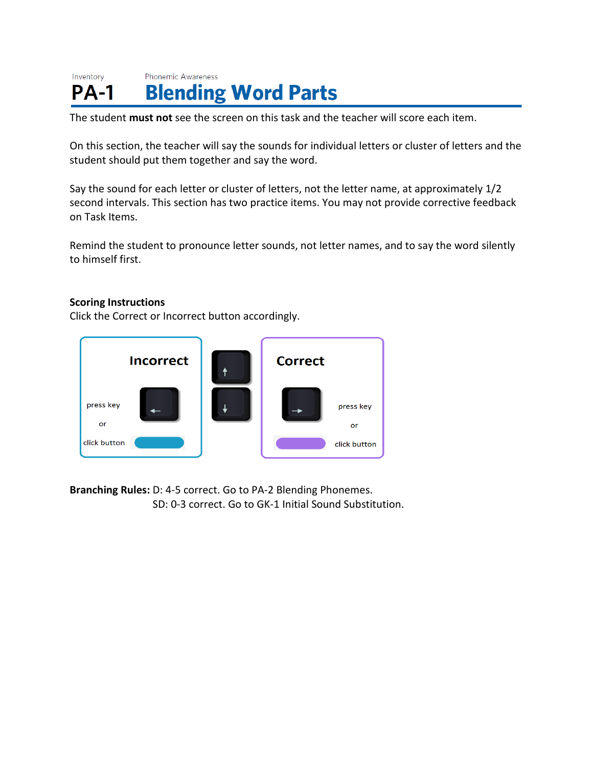Inventory

Phonemic Awareness

# PA-1 Blending Word Parts

The student **must not** see the screen on this task and the teacher will score each item.

On this section, the teacher will say the sounds for individual letters or cluster of letters and the student should put them together and say the word.

Say the sound for each letter or cluster of letters, not the letter name, at approximately 1/2 second intervals. This section has two practice items. You may not provide corrective feedback on Task Items.

Remind the student to pronounce letter sounds, not letter names, and to say the word silently to himself first.

**Scoring Instructions**
Click the Correct or Incorrect button accordingly.

Incorrect

press key ←

or

click button

↑

↓

Correct

press key →

or

click button

**Branching Rules:** D: 4-5 correct. Go to PA-2 Blending Phonemes.
SD: 0-3 correct. Go to GK-1 Initial Sound Substitution.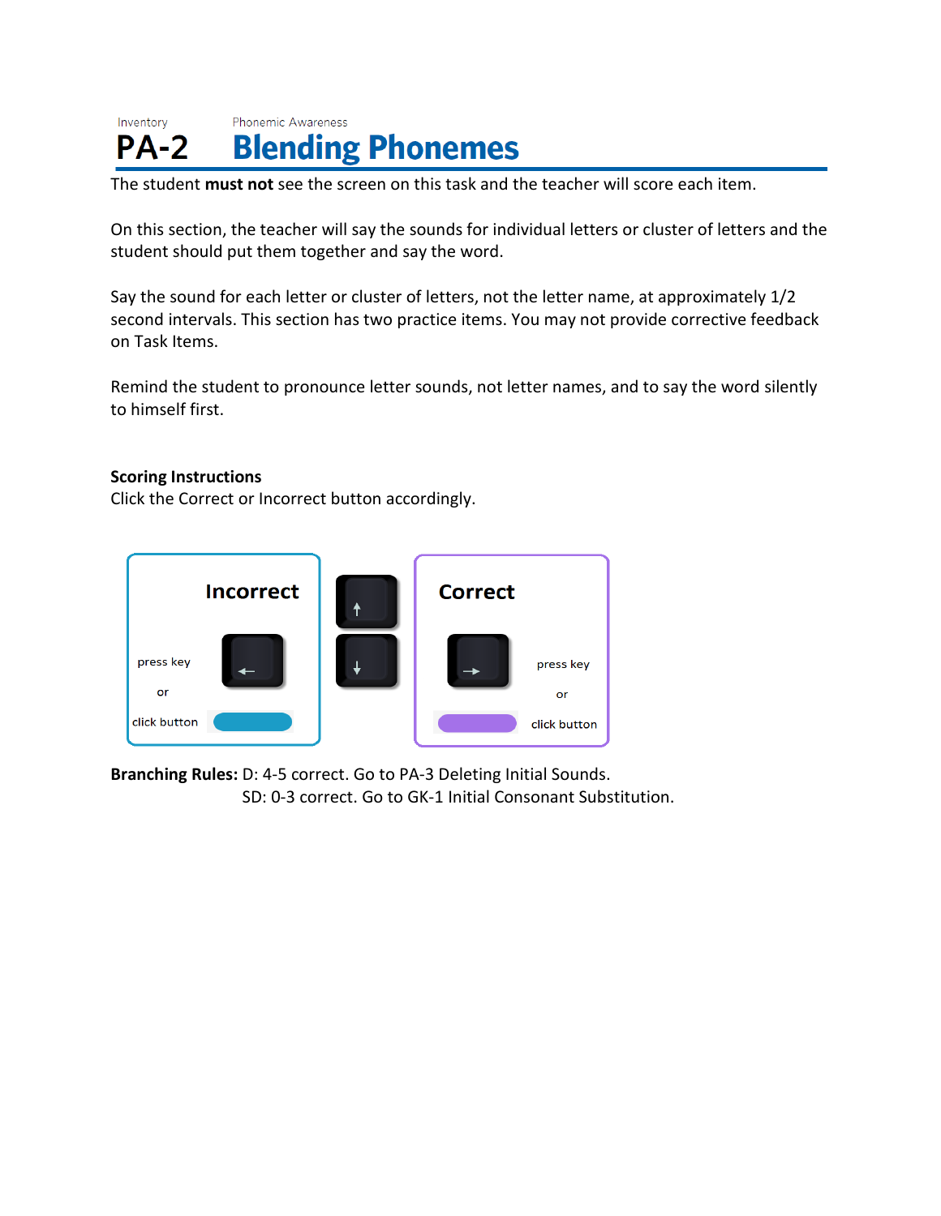Inventory

# PA-2

Phonemic Awareness

# Blending Phonemes

The student **must not** see the screen on this task and the teacher will score each item.

On this section, the teacher will say the sounds for individual letters or cluster of letters and the student should put them together and say the word.

Say the sound for each letter or cluster of letters, not the letter name, at approximately 1/2 second intervals. This section has two practice items. You may not provide corrective feedback on Task Items.

Remind the student to pronounce letter sounds, not letter names, and to say the word silently to himself first.

**Scoring Instructions**
Click the Correct or Incorrect button accordingly.

**Incorrect**

press key ← or click button

↑ ↓

**Correct**

press key → or click button

**Branching Rules:** D: 4-5 correct. Go to PA-3 Deleting Initial Sounds.
SD: 0-3 correct. Go to GK-1 Initial Consonant Substitution.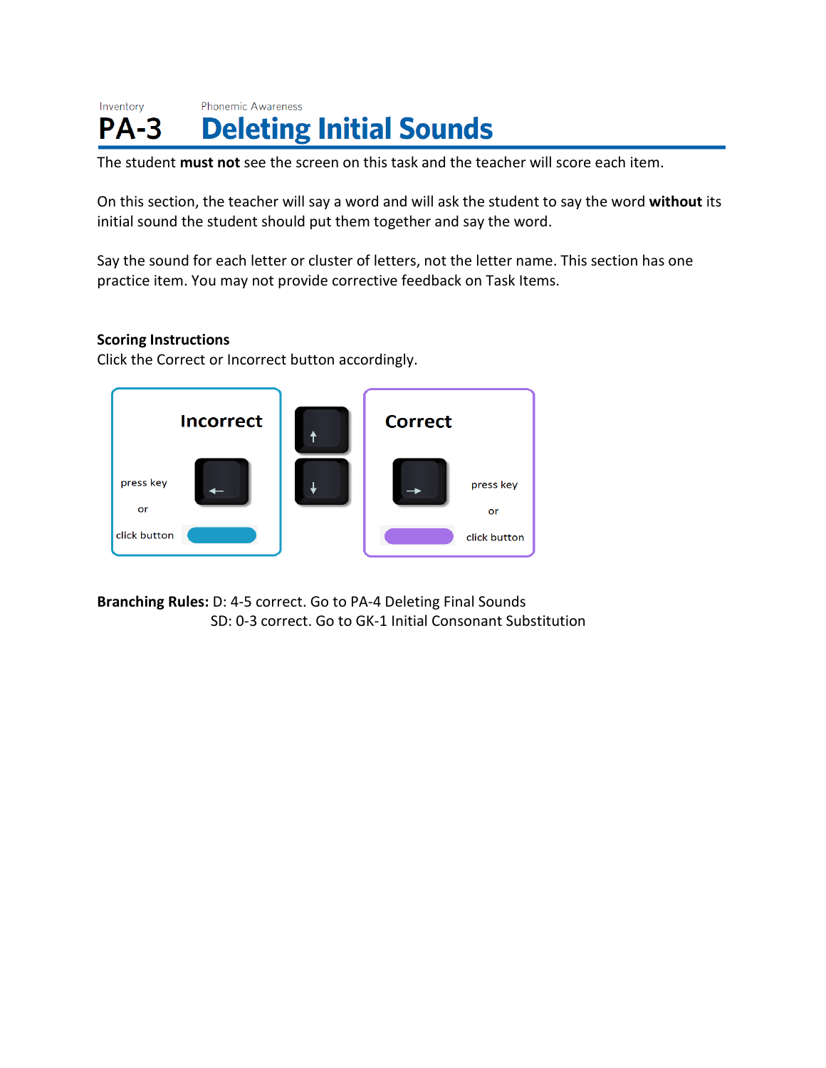Inventory

# PA-3

Phonemic Awareness

# Deleting Initial Sounds

The student **must not** see the screen on this task and the teacher will score each item.

On this section, the teacher will say a word and will ask the student to say the word **without** its initial sound the student should put them together and say the word.

Say the sound for each letter or cluster of letters, not the letter name. This section has one practice item. You may not provide corrective feedback on Task Items.

**Scoring Instructions**
Click the Correct or Incorrect button accordingly.

Incorrect

press key ←

or

click button

↑

↓

Correct

press key →

or

click button

**Branching Rules:** D: 4-5 correct. Go to PA-4 Deleting Final Sounds
SD: 0-3 correct. Go to GK-1 Initial Consonant Substitution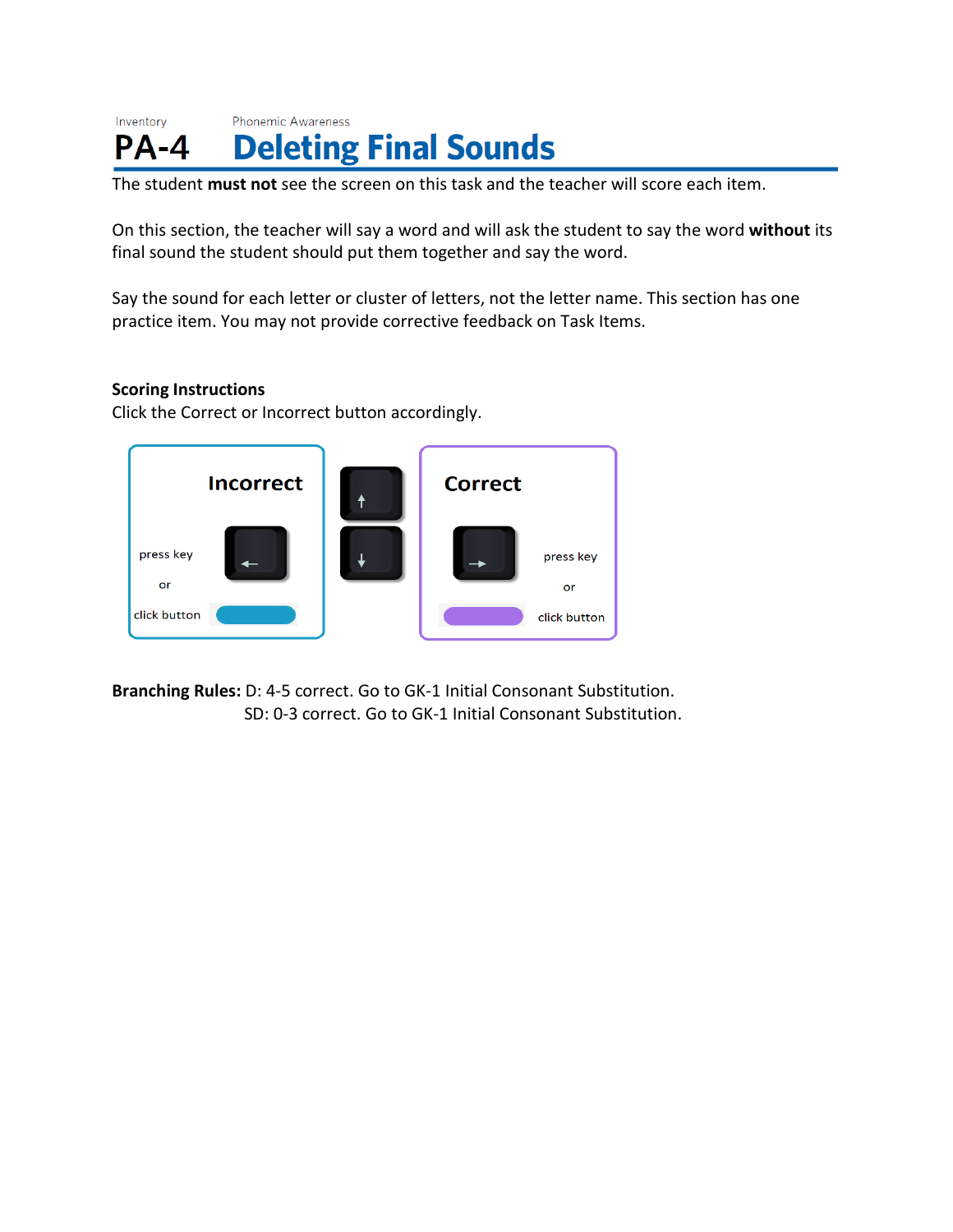Inventory

Phonemic Awareness

# PA-4 Deleting Final Sounds

The student **must not** see the screen on this task and the teacher will score each item.

On this section, the teacher will say a word and will ask the student to say the word **without** its final sound the student should put them together and say the word.

Say the sound for each letter or cluster of letters, not the letter name. This section has one practice item. You may not provide corrective feedback on Task Items.

**Scoring Instructions**

Click the Correct or Incorrect button accordingly.

Incorrect

press key ←

or

click button

↑

↓

Correct

press key →

or

click button

**Branching Rules:** D: 4-5 correct. Go to GK-1 Initial Consonant Substitution.
SD: 0-3 correct. Go to GK-1 Initial Consonant Substitution.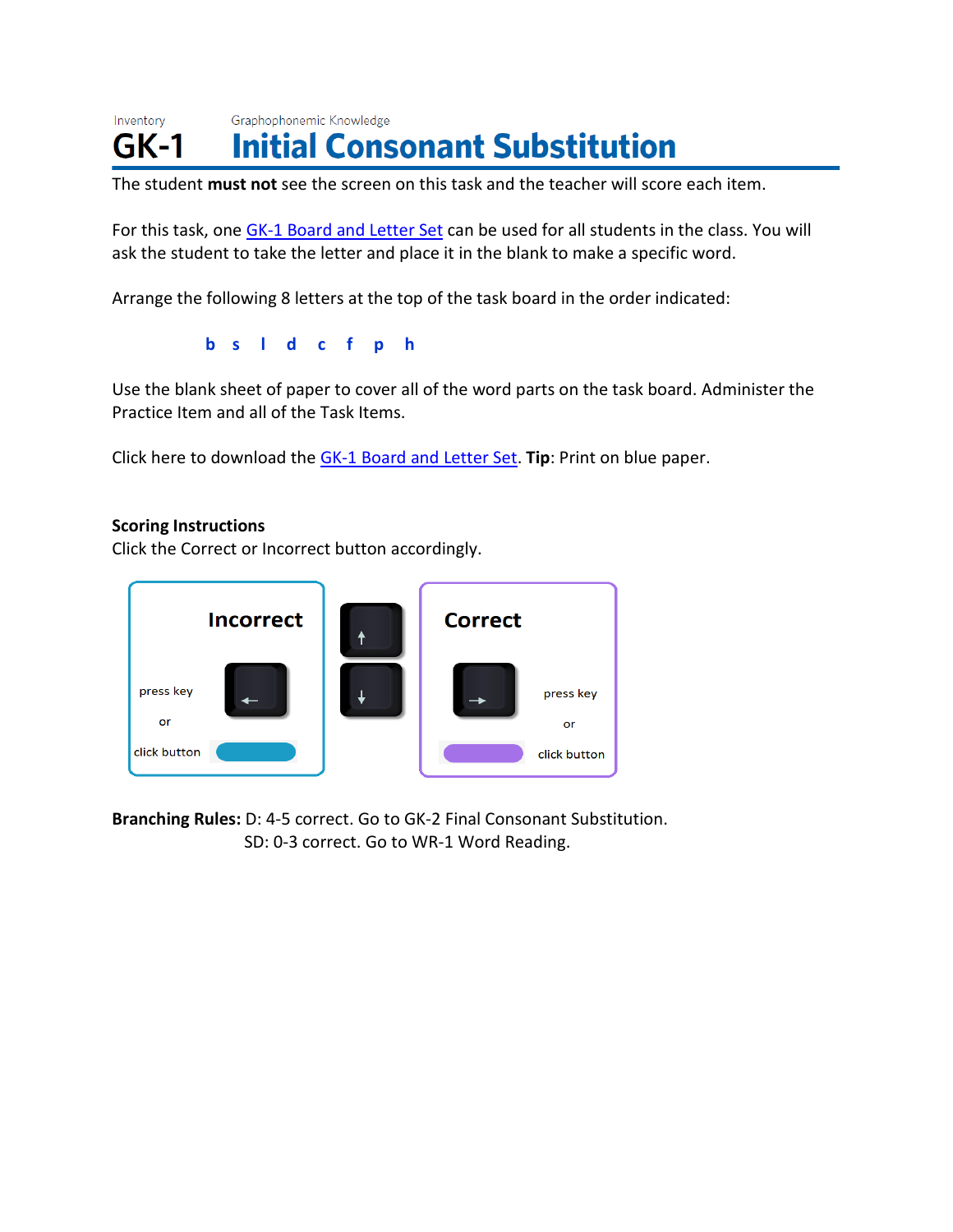Inventory

# GK-1 Initial Consonant Substitution

Graphophonemic Knowledge

The student **must not** see the screen on this task and the teacher will score each item.

For this task, one GK-1 Board and Letter Set can be used for all students in the class. You will ask the student to take the letter and place it in the blank to make a specific word.

Arrange the following 8 letters at the top of the task board in the order indicated:

**b s l d c f p h**

Use the blank sheet of paper to cover all of the word parts on the task board. Administer the Practice Item and all of the Task Items.

Click here to download the GK-1 Board and Letter Set. **Tip**: Print on blue paper.

**Scoring Instructions**
Click the Correct or Incorrect button accordingly.

**Incorrect**
press key ← or click button

↑ ↓

**Correct**
press key → or click button

**Branching Rules:** D: 4-5 correct. Go to GK-2 Final Consonant Substitution.
SD: 0-3 correct. Go to WR-1 Word Reading.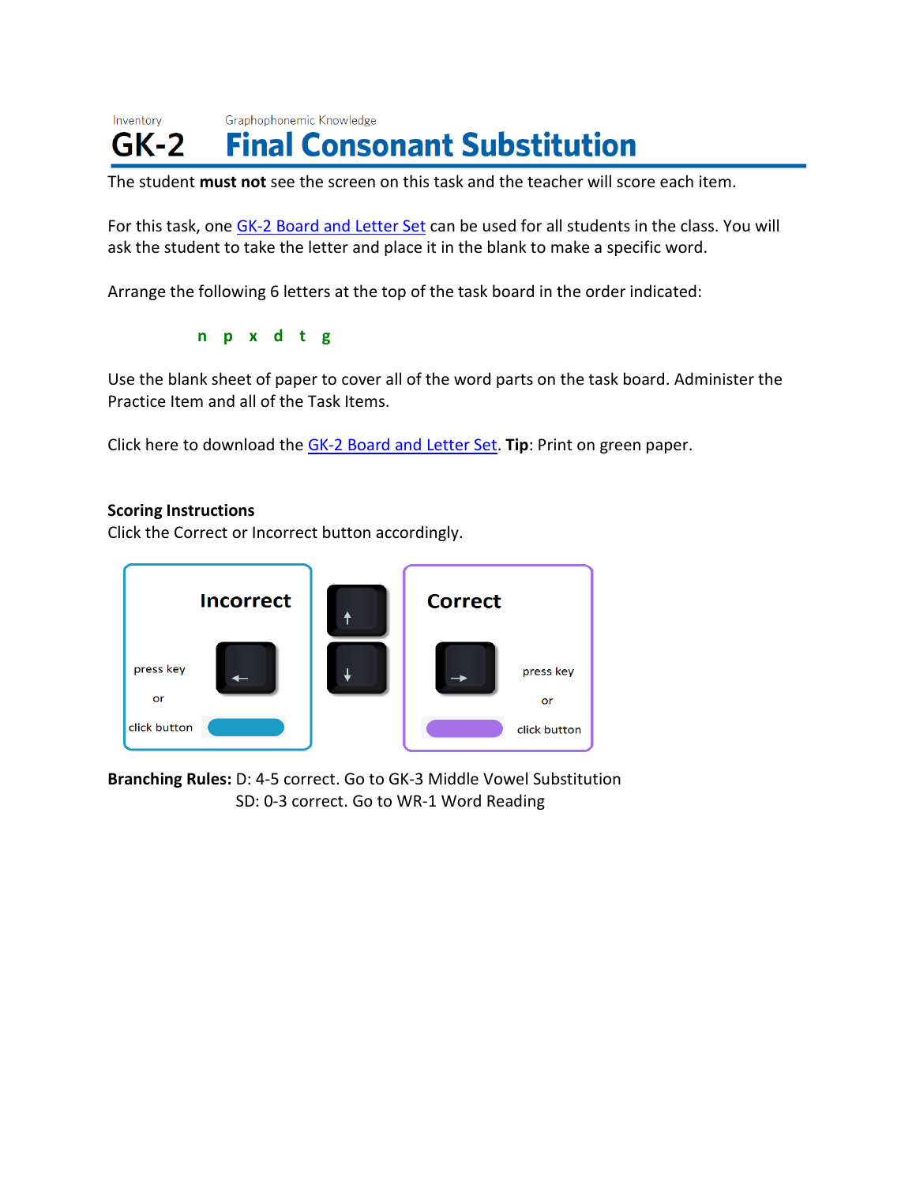Inventory

Graphophonemic Knowledge

# GK-2 Final Consonant Substitution

The student **must not** see the screen on this task and the teacher will score each item.

For this task, one GK-2 Board and Letter Set can be used for all students in the class. You will ask the student to take the letter and place it in the blank to make a specific word.

Arrange the following 6 letters at the top of the task board in the order indicated:

**n p x d t g**

Use the blank sheet of paper to cover all of the word parts on the task board. Administer the Practice Item and all of the Task Items.

Click here to download the GK-2 Board and Letter Set. **Tip**: Print on green paper.

**Scoring Instructions**

Click the Correct or Incorrect button accordingly.

Incorrect

press key ←

or

click button

↑

↓

Correct

press key →

or

click button

**Branching Rules:** D: 4-5 correct. Go to GK-3 Middle Vowel Substitution

SD: 0-3 correct. Go to WR-1 Word Reading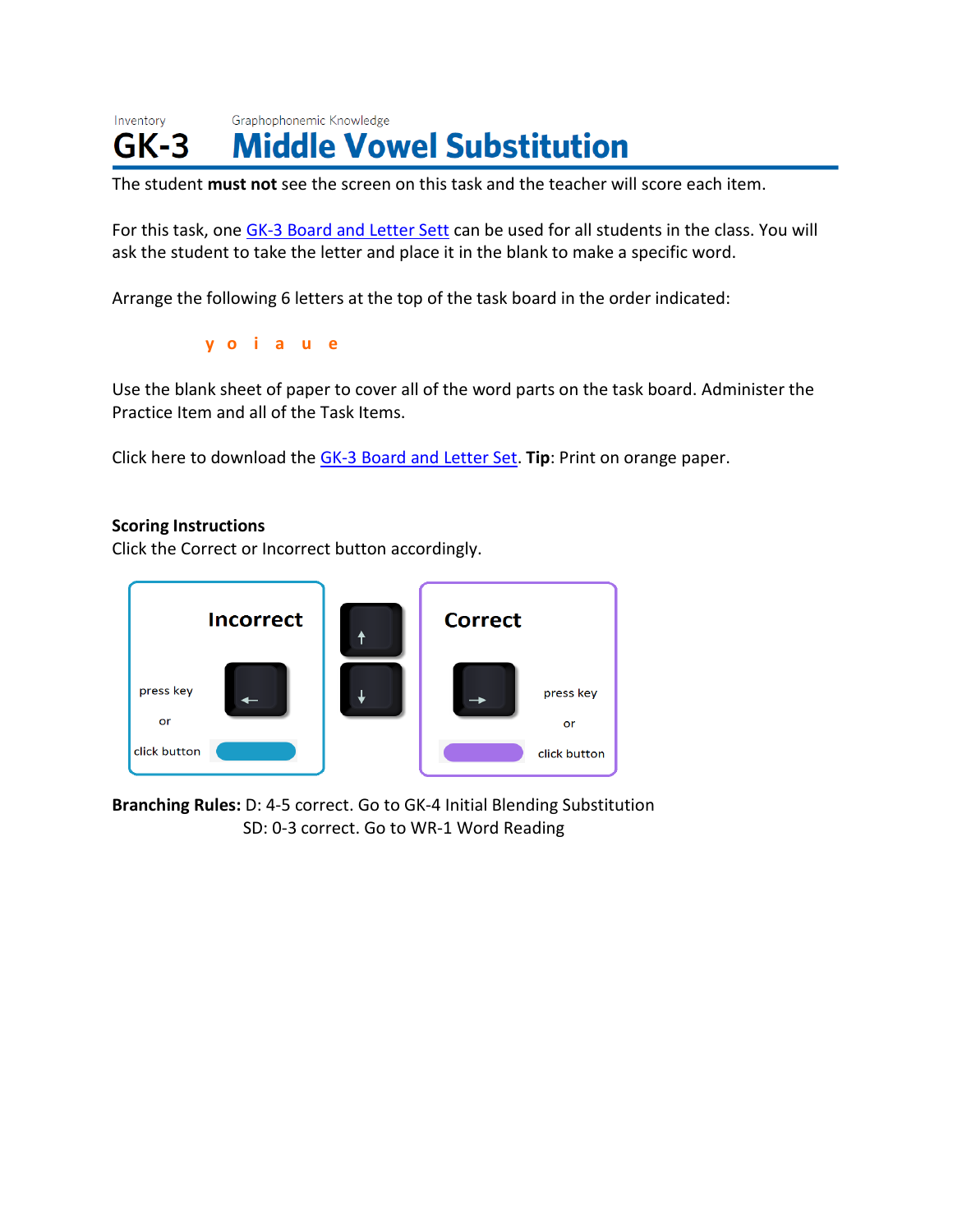Inventory

# GK-3

Graphophonemic Knowledge

# Middle Vowel Substitution

The student **must not** see the screen on this task and the teacher will score each item.

For this task, one GK-3 Board and Letter Sett can be used for all students in the class. You will ask the student to take the letter and place it in the blank to make a specific word.

Arrange the following 6 letters at the top of the task board in the order indicated:

y o i a u e

Use the blank sheet of paper to cover all of the word parts on the task board. Administer the Practice Item and all of the Task Items.

Click here to download the GK-3 Board and Letter Set. **Tip**: Print on orange paper.

**Scoring Instructions**

Click the Correct or Incorrect button accordingly.

Incorrect

press key

or

click button

Correct

press key

or

click button

**Branching Rules:** D: 4-5 correct. Go to GK-4 Initial Blending Substitution
SD: 0-3 correct. Go to WR-1 Word Reading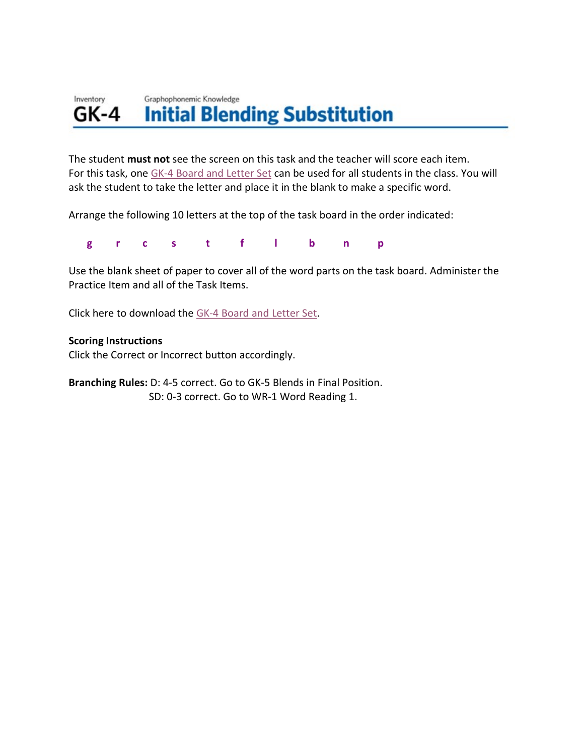Inventory **GK-4** Graphophonemic Knowledge

# Initial Blending Substitution

The student **must not** see the screen on this task and the teacher will score each item. For this task, one GK-4 Board and Letter Set can be used for all students in the class. You will ask the student to take the letter and place it in the blank to make a specific word.

Arrange the following 10 letters at the top of the task board in the order indicated:

**g r c s t f l b n p**

Use the blank sheet of paper to cover all of the word parts on the task board. Administer the Practice Item and all of the Task Items.

Click here to download the GK-4 Board and Letter Set.

**Scoring Instructions**
Click the Correct or Incorrect button accordingly.

**Branching Rules:** D: 4-5 correct. Go to GK-5 Blends in Final Position.
SD: 0-3 correct. Go to WR-1 Word Reading 1.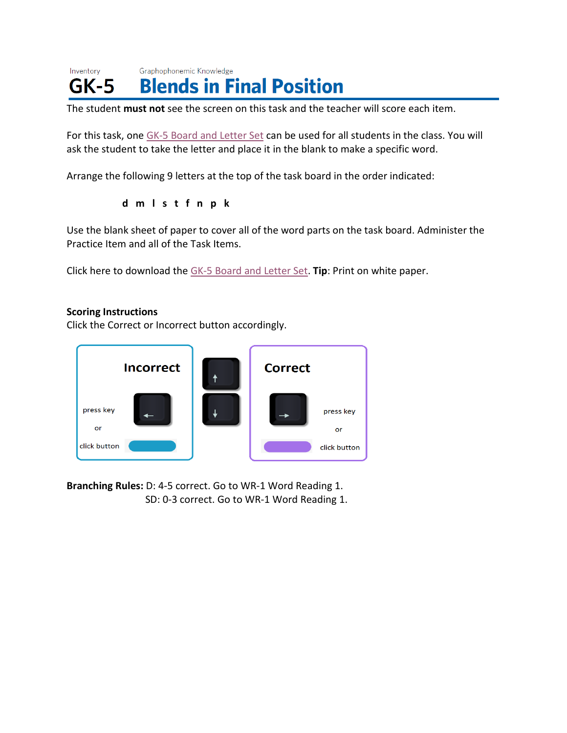Inventory

# GK-5

Graphophonemic Knowledge

## Blends in Final Position

The student **must not** see the screen on this task and the teacher will score each item.

For this task, one GK-5 Board and Letter Set can be used for all students in the class. You will ask the student to take the letter and place it in the blank to make a specific word.

Arrange the following 9 letters at the top of the task board in the order indicated:

**d m l s t f n p k**

Use the blank sheet of paper to cover all of the word parts on the task board. Administer the Practice Item and all of the Task Items.

Click here to download the GK-5 Board and Letter Set. **Tip**: Print on white paper.

**Scoring Instructions**
Click the Correct or Incorrect button accordingly.

Incorrect

press key ←

or

click button

↑

↓

Correct

press key →

or

click button

**Branching Rules:** D: 4-5 correct. Go to WR-1 Word Reading 1.
SD: 0-3 correct. Go to WR-1 Word Reading 1.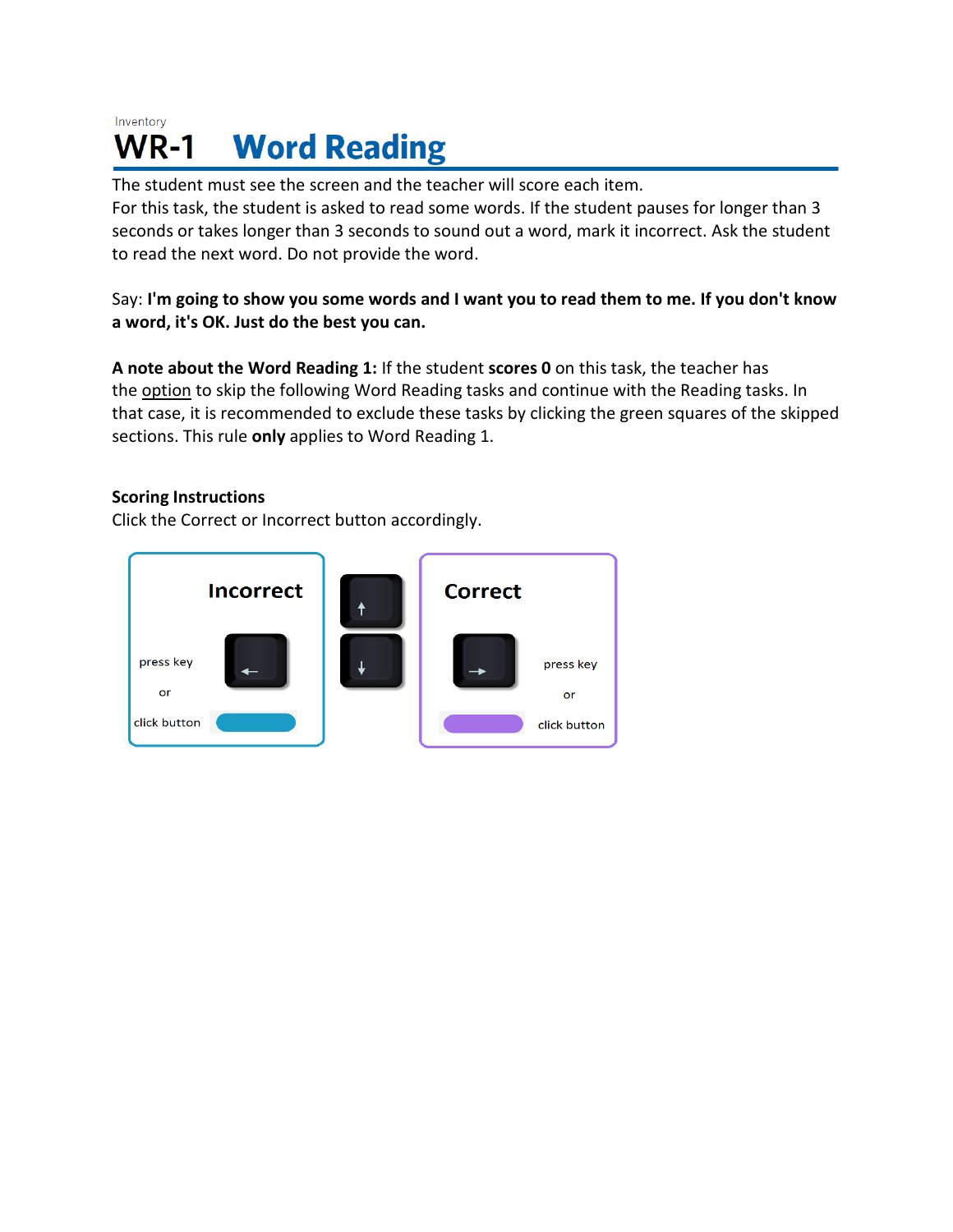Inventory

# WR-1 Word Reading

The student must see the screen and the teacher will score each item.
For this task, the student is asked to read some words. If the student pauses for longer than 3 seconds or takes longer than 3 seconds to sound out a word, mark it incorrect. Ask the student to read the next word. Do not provide the word.

Say: **I'm going to show you some words and I want you to read them to me. If you don't know a word, it's OK. Just do the best you can.**

**A note about the Word Reading 1:** If the student **scores 0** on this task, the teacher has the option to skip the following Word Reading tasks and continue with the Reading tasks. In that case, it is recommended to exclude these tasks by clicking the green squares of the skipped sections. This rule **only** applies to Word Reading 1.

**Scoring Instructions**
Click the Correct or Incorrect button accordingly.

**Incorrect**

press key ←

or

click button

↑

↓

**Correct**

press key →

or

click button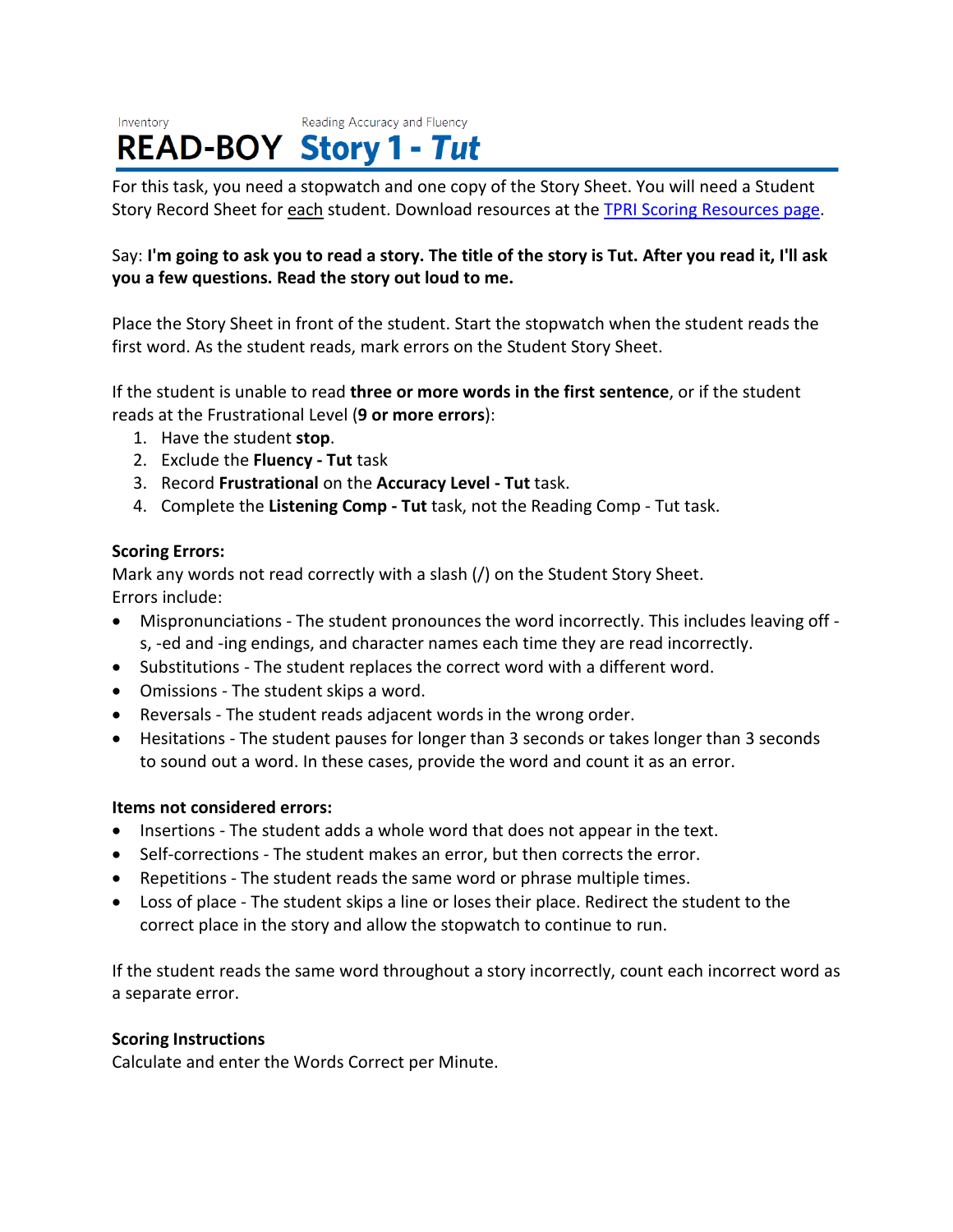Inventory Reading Accuracy and Fluency

# READ-BOY Story 1 - *Tut*

For this task, you need a stopwatch and one copy of the Story Sheet. You will need a Student Story Record Sheet for each student. Download resources at the TPRI Scoring Resources page.

Say: **I'm going to ask you to read a story. The title of the story is Tut. After you read it, I'll ask you a few questions. Read the story out loud to me.**

Place the Story Sheet in front of the student. Start the stopwatch when the student reads the first word. As the student reads, mark errors on the Student Story Sheet.

If the student is unable to read **three or more words in the first sentence**, or if the student reads at the Frustrational Level (**9 or more errors**):

1. Have the student **stop**.
2. Exclude the **Fluency - Tut** task
3. Record **Frustrational** on the **Accuracy Level - Tut** task.
4. Complete the **Listening Comp - Tut** task, not the Reading Comp - Tut task.

**Scoring Errors:**
Mark any words not read correctly with a slash (/) on the Student Story Sheet.
Errors include:

- Mispronunciations - The student pronounces the word incorrectly. This includes leaving off -s, -ed and -ing endings, and character names each time they are read incorrectly.
- Substitutions - The student replaces the correct word with a different word.
- Omissions - The student skips a word.
- Reversals - The student reads adjacent words in the wrong order.
- Hesitations - The student pauses for longer than 3 seconds or takes longer than 3 seconds to sound out a word. In these cases, provide the word and count it as an error.

**Items not considered errors:**

- Insertions - The student adds a whole word that does not appear in the text.
- Self-corrections - The student makes an error, but then corrects the error.
- Repetitions - The student reads the same word or phrase multiple times.
- Loss of place - The student skips a line or loses their place. Redirect the student to the correct place in the story and allow the stopwatch to continue to run.

If the student reads the same word throughout a story incorrectly, count each incorrect word as a separate error.

**Scoring Instructions**
Calculate and enter the Words Correct per Minute.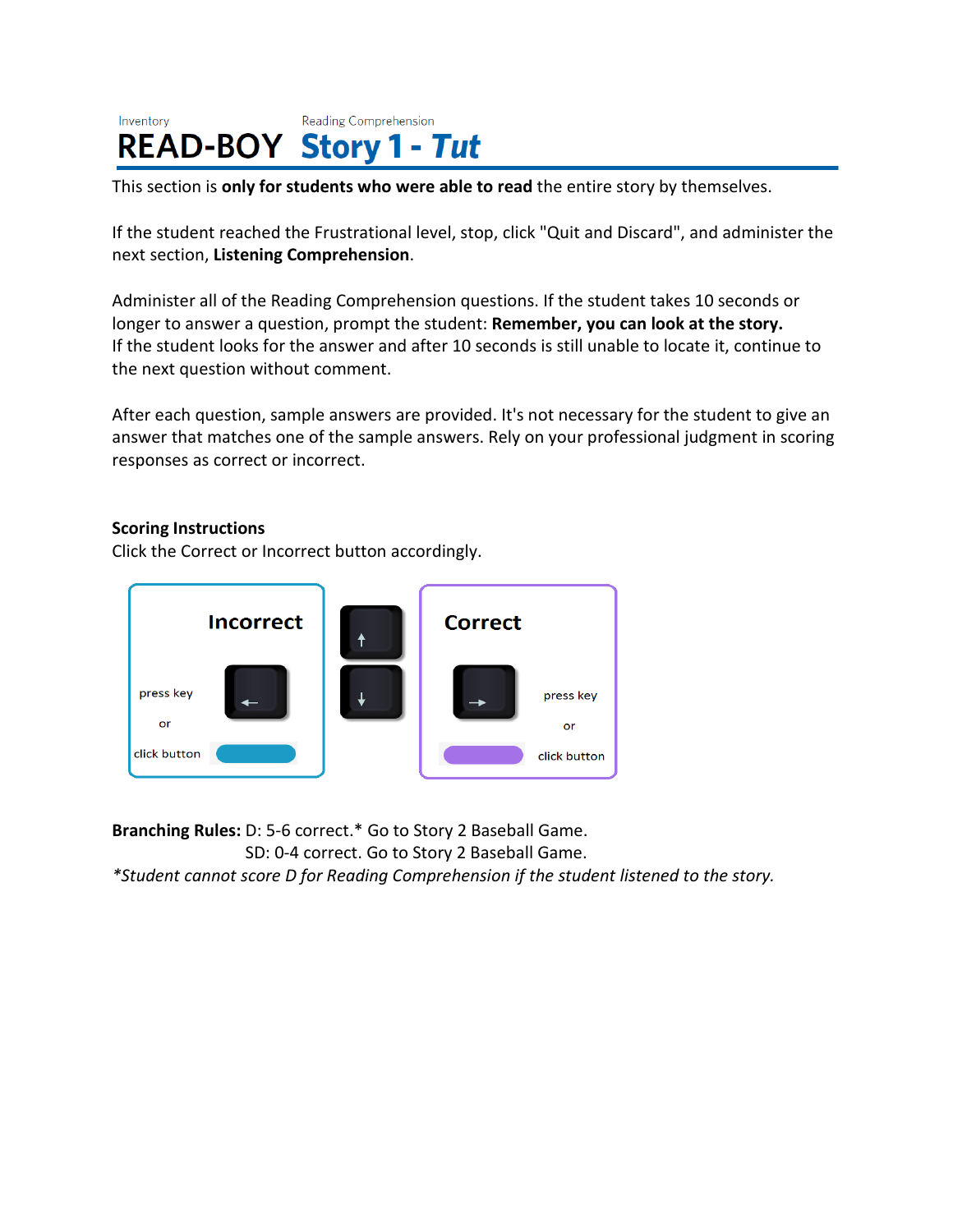Inventory Reading Comprehension

# READ-BOY Story 1 - *Tut*

This section is **only for students who were able to read** the entire story by themselves.

If the student reached the Frustrational level, stop, click "Quit and Discard", and administer the next section, **Listening Comprehension**.

Administer all of the Reading Comprehension questions. If the student takes 10 seconds or longer to answer a question, prompt the student: **Remember, you can look at the story.**
If the student looks for the answer and after 10 seconds is still unable to locate it, continue to the next question without comment.

After each question, sample answers are provided. It's not necessary for the student to give an answer that matches one of the sample answers. Rely on your professional judgment in scoring responses as correct or incorrect.

**Scoring Instructions**
Click the Correct or Incorrect button accordingly.

Incorrect — press key ← or click button

Correct — press key → or click button

**Branching Rules:** D: 5-6 correct.* Go to Story 2 Baseball Game.
SD: 0-4 correct. Go to Story 2 Baseball Game.
*\*Student cannot score D for Reading Comprehension if the student listened to the story.*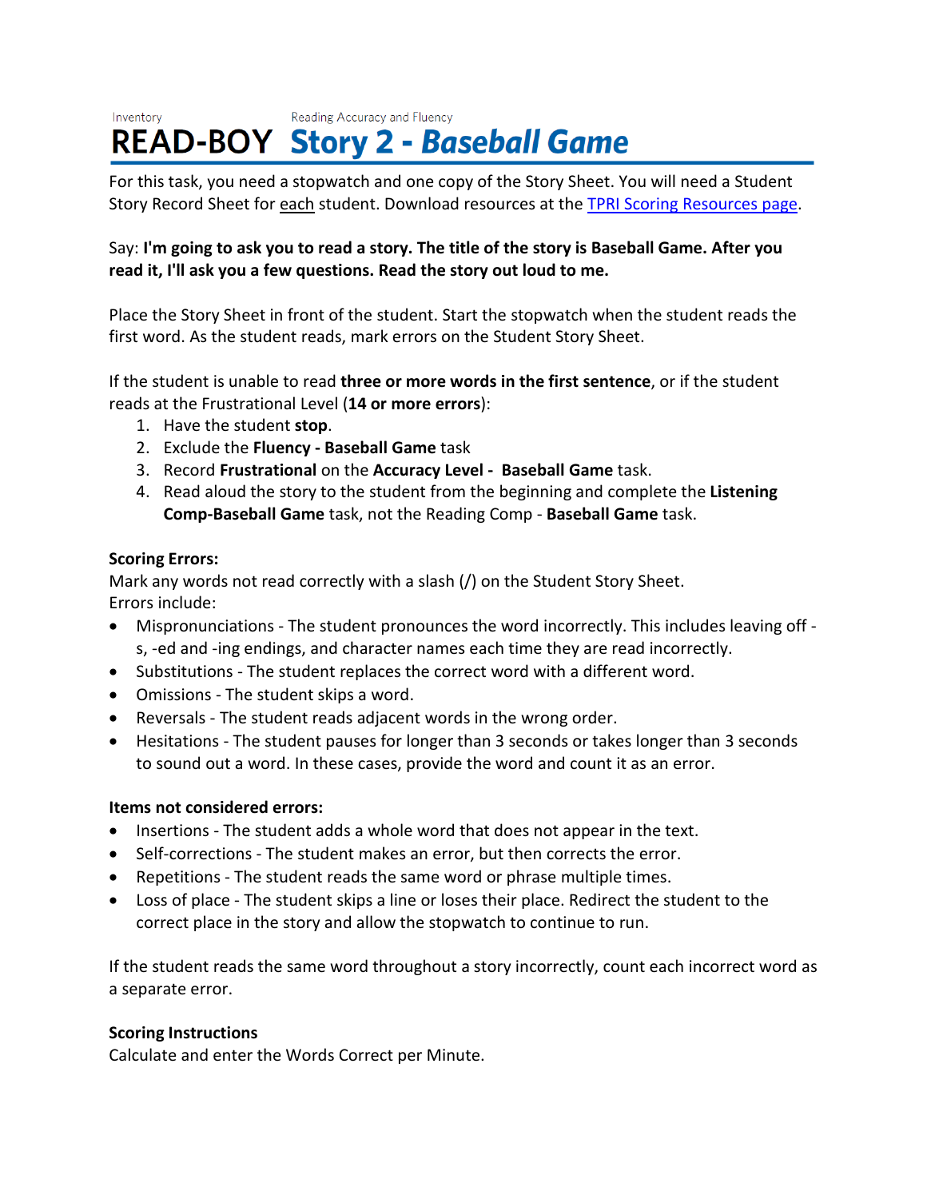Inventory

Reading Accuracy and Fluency

# READ-BOY Story 2 - *Baseball Game*

For this task, you need a stopwatch and one copy of the Story Sheet. You will need a Student Story Record Sheet for each student. Download resources at the TPRI Scoring Resources page.

Say: **I'm going to ask you to read a story. The title of the story is Baseball Game. After you read it, I'll ask you a few questions. Read the story out loud to me.**

Place the Story Sheet in front of the student. Start the stopwatch when the student reads the first word. As the student reads, mark errors on the Student Story Sheet.

If the student is unable to read **three or more words in the first sentence**, or if the student reads at the Frustrational Level (**14 or more errors**):

1. Have the student **stop**.
2. Exclude the **Fluency - Baseball Game** task
3. Record **Frustrational** on the **Accuracy Level - Baseball Game** task.
4. Read aloud the story to the student from the beginning and complete the **Listening Comp-Baseball Game** task, not the Reading Comp - **Baseball Game** task.

**Scoring Errors:**
Mark any words not read correctly with a slash (/) on the Student Story Sheet.
Errors include:

- Mispronunciations - The student pronounces the word incorrectly. This includes leaving off -s, -ed and -ing endings, and character names each time they are read incorrectly.
- Substitutions - The student replaces the correct word with a different word.
- Omissions - The student skips a word.
- Reversals - The student reads adjacent words in the wrong order.
- Hesitations - The student pauses for longer than 3 seconds or takes longer than 3 seconds to sound out a word. In these cases, provide the word and count it as an error.

**Items not considered errors:**

- Insertions - The student adds a whole word that does not appear in the text.
- Self-corrections - The student makes an error, but then corrects the error.
- Repetitions - The student reads the same word or phrase multiple times.
- Loss of place - The student skips a line or loses their place. Redirect the student to the correct place in the story and allow the stopwatch to continue to run.

If the student reads the same word throughout a story incorrectly, count each incorrect word as a separate error.

**Scoring Instructions**
Calculate and enter the Words Correct per Minute.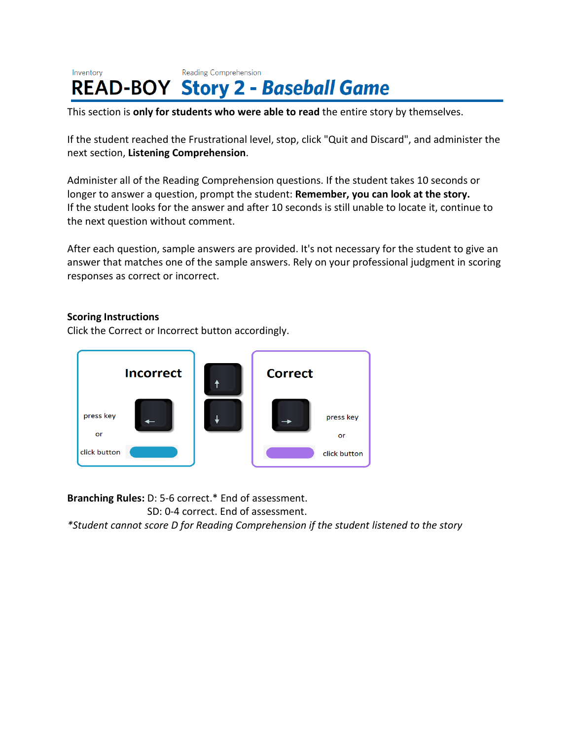Inventory

# READ-BOY

Reading Comprehension

# Story 2 - *Baseball Game*

This section is **only for students who were able to read** the entire story by themselves.

If the student reached the Frustrational level, stop, click "Quit and Discard", and administer the next section, **Listening Comprehension**.

Administer all of the Reading Comprehension questions. If the student takes 10 seconds or longer to answer a question, prompt the student: **Remember, you can look at the story.** If the student looks for the answer and after 10 seconds is still unable to locate it, continue to the next question without comment.

After each question, sample answers are provided. It's not necessary for the student to give an answer that matches one of the sample answers. Rely on your professional judgment in scoring responses as correct or incorrect.

**Scoring Instructions**
Click the Correct or Incorrect button accordingly.

**Incorrect**

press key ←

or

click button

↑

↓

**Correct**

press key →

or

click button

**Branching Rules:** D: 5-6 correct.* End of assessment.
SD: 0-4 correct. End of assessment.
*Student cannot score D for Reading Comprehension if the student listened to the story*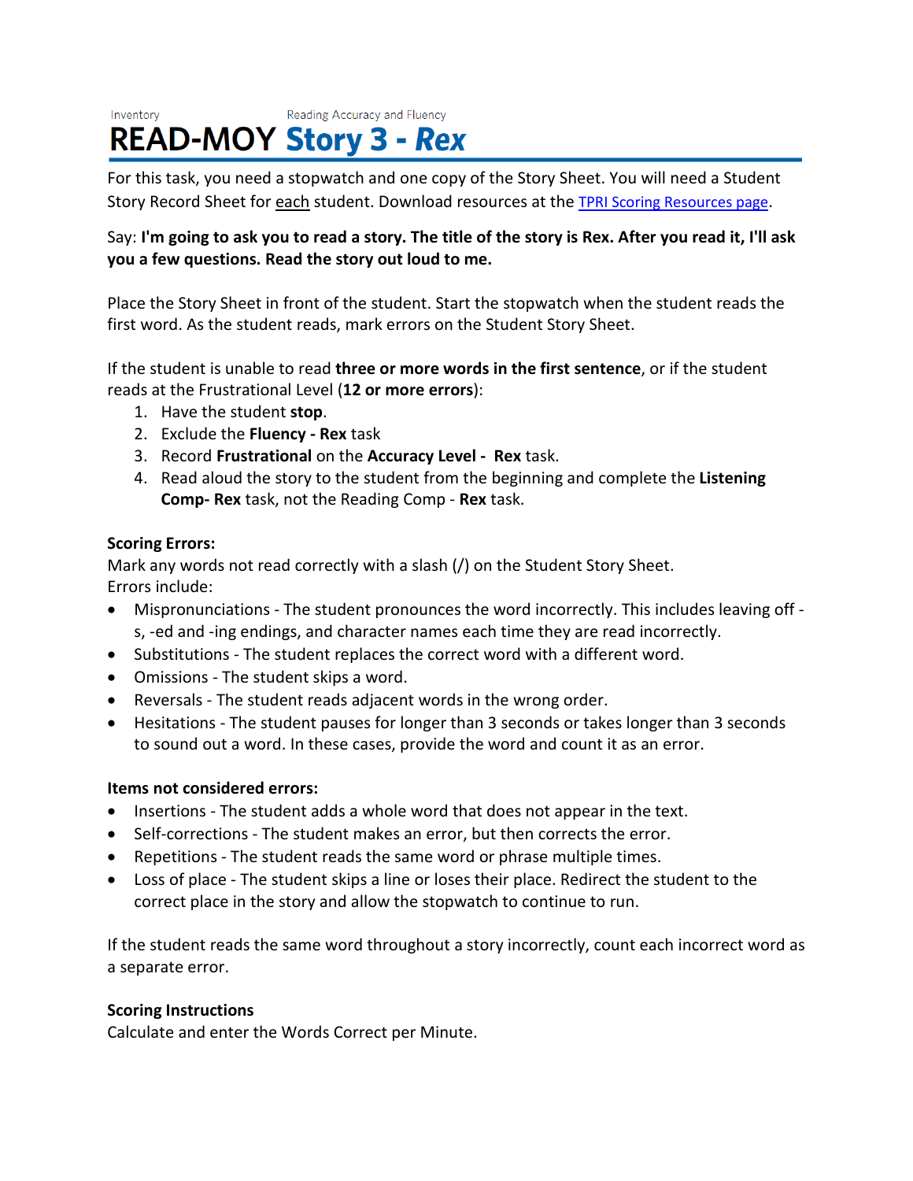Inventory — Reading Accuracy and Fluency

# READ-MOY Story 3 - *Rex*

For this task, you need a stopwatch and one copy of the Story Sheet. You will need a Student Story Record Sheet for each student. Download resources at the [TPRI Scoring Resources page](#).

Say: **I'm going to ask you to read a story. The title of the story is Rex. After you read it, I'll ask you a few questions. Read the story out loud to me.**

Place the Story Sheet in front of the student. Start the stopwatch when the student reads the first word. As the student reads, mark errors on the Student Story Sheet.

If the student is unable to read **three or more words in the first sentence**, or if the student reads at the Frustrational Level (**12 or more errors**):

1. Have the student **stop**.
2. Exclude the **Fluency - Rex** task
3. Record **Frustrational** on the **Accuracy Level - Rex** task.
4. Read aloud the story to the student from the beginning and complete the **Listening Comp- Rex** task, not the Reading Comp - **Rex** task.

**Scoring Errors:**

Mark any words not read correctly with a slash (/) on the Student Story Sheet.
Errors include:

- Mispronunciations - The student pronounces the word incorrectly. This includes leaving off -s, -ed and -ing endings, and character names each time they are read incorrectly.
- Substitutions - The student replaces the correct word with a different word.
- Omissions - The student skips a word.
- Reversals - The student reads adjacent words in the wrong order.
- Hesitations - The student pauses for longer than 3 seconds or takes longer than 3 seconds to sound out a word. In these cases, provide the word and count it as an error.

**Items not considered errors:**

- Insertions - The student adds a whole word that does not appear in the text.
- Self-corrections - The student makes an error, but then corrects the error.
- Repetitions - The student reads the same word or phrase multiple times.
- Loss of place - The student skips a line or loses their place. Redirect the student to the correct place in the story and allow the stopwatch to continue to run.

If the student reads the same word throughout a story incorrectly, count each incorrect word as a separate error.

**Scoring Instructions**

Calculate and enter the Words Correct per Minute.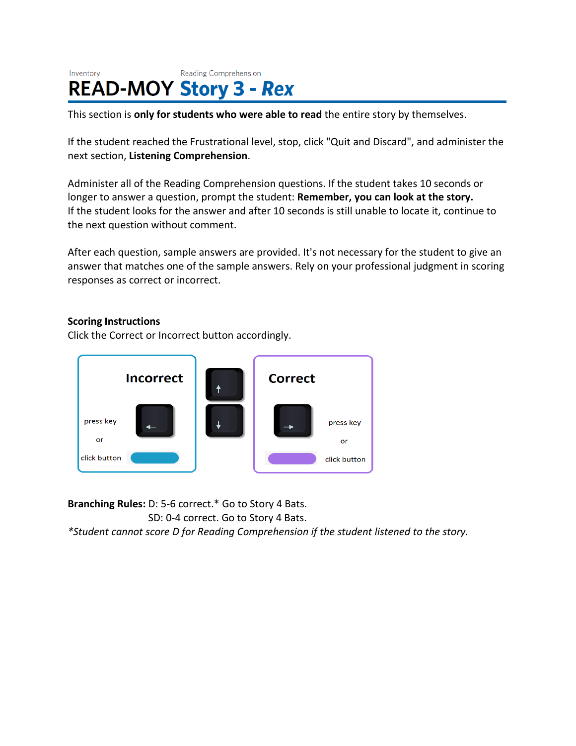Inventory Reading Comprehension

# READ-MOY Story 3 - *Rex*

This section is **only for students who were able to read** the entire story by themselves.

If the student reached the Frustrational level, stop, click "Quit and Discard", and administer the next section, **Listening Comprehension**.

Administer all of the Reading Comprehension questions. If the student takes 10 seconds or longer to answer a question, prompt the student: **Remember, you can look at the story.**
If the student looks for the answer and after 10 seconds is still unable to locate it, continue to the next question without comment.

After each question, sample answers are provided. It's not necessary for the student to give an answer that matches one of the sample answers. Rely on your professional judgment in scoring responses as correct or incorrect.

**Scoring Instructions**
Click the Correct or Incorrect button accordingly.

Incorrect

press key ← or click button

↑ ↓

Correct

press key → or click button

**Branching Rules:** D: 5-6 correct.* Go to Story 4 Bats.
SD: 0-4 correct. Go to Story 4 Bats.
*\*Student cannot score D for Reading Comprehension if the student listened to the story.*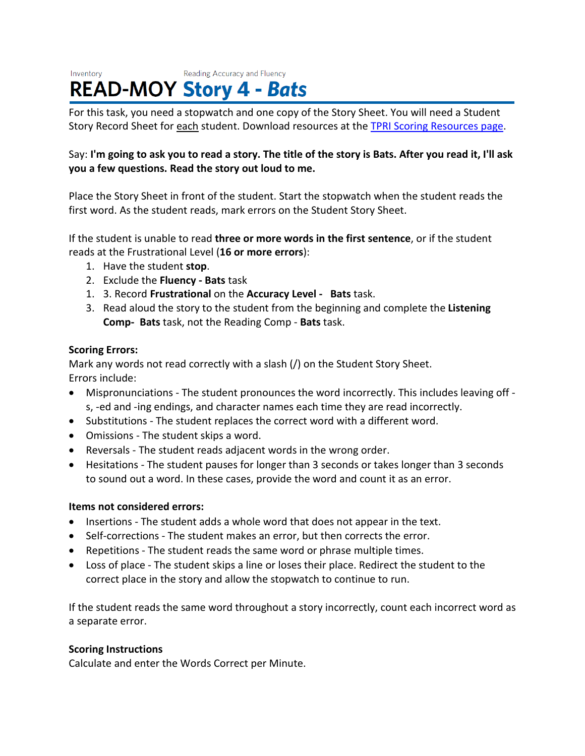Inventory Reading Accuracy and Fluency

# READ-MOY Story 4 - *Bats*

For this task, you need a stopwatch and one copy of the Story Sheet. You will need a Student Story Record Sheet for each student. Download resources at the [TPRI Scoring Resources page](#).

Say: **I'm going to ask you to read a story. The title of the story is Bats. After you read it, I'll ask you a few questions. Read the story out loud to me.**

Place the Story Sheet in front of the student. Start the stopwatch when the student reads the first word. As the student reads, mark errors on the Student Story Sheet.

If the student is unable to read **three or more words in the first sentence**, or if the student reads at the Frustrational Level (**16 or more errors**):

1. Have the student **stop**.
2. Exclude the **Fluency - Bats** task
1. 3. Record **Frustrational** on the **Accuracy Level - Bats** task.
3. Read aloud the story to the student from the beginning and complete the **Listening Comp- Bats** task, not the Reading Comp - **Bats** task.

**Scoring Errors:**
Mark any words not read correctly with a slash (/) on the Student Story Sheet.
Errors include:

- Mispronunciations - The student pronounces the word incorrectly. This includes leaving off -s, -ed and -ing endings, and character names each time they are read incorrectly.
- Substitutions - The student replaces the correct word with a different word.
- Omissions - The student skips a word.
- Reversals - The student reads adjacent words in the wrong order.
- Hesitations - The student pauses for longer than 3 seconds or takes longer than 3 seconds to sound out a word. In these cases, provide the word and count it as an error.

**Items not considered errors:**

- Insertions - The student adds a whole word that does not appear in the text.
- Self-corrections - The student makes an error, but then corrects the error.
- Repetitions - The student reads the same word or phrase multiple times.
- Loss of place - The student skips a line or loses their place. Redirect the student to the correct place in the story and allow the stopwatch to continue to run.

If the student reads the same word throughout a story incorrectly, count each incorrect word as a separate error.

**Scoring Instructions**
Calculate and enter the Words Correct per Minute.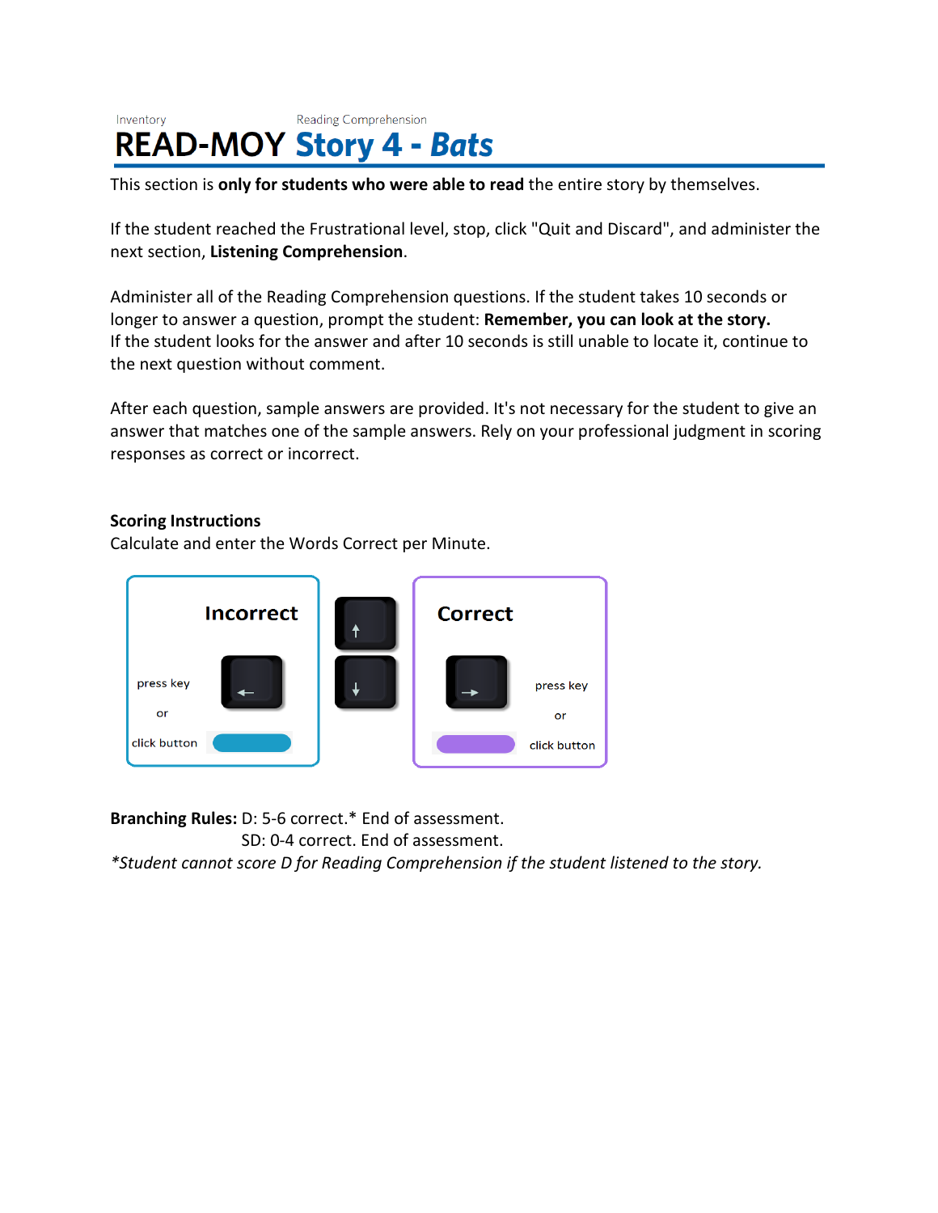Inventory Reading Comprehension

# READ-MOY Story 4 - *Bats*

This section is **only for students who were able to read** the entire story by themselves.

If the student reached the Frustrational level, stop, click "Quit and Discard", and administer the next section, **Listening Comprehension**.

Administer all of the Reading Comprehension questions. If the student takes 10 seconds or longer to answer a question, prompt the student: **Remember, you can look at the story.**
If the student looks for the answer and after 10 seconds is still unable to locate it, continue to the next question without comment.

After each question, sample answers are provided. It's not necessary for the student to give an answer that matches one of the sample answers. Rely on your professional judgment in scoring responses as correct or incorrect.

**Scoring Instructions**
Calculate and enter the Words Correct per Minute.

Incorrect: press key ← or click button

↑ ↓

Correct: press key → or click button

**Branching Rules:** D: 5-6 correct.* End of assessment.
SD: 0-4 correct. End of assessment.
*\*Student cannot score D for Reading Comprehension if the student listened to the story.*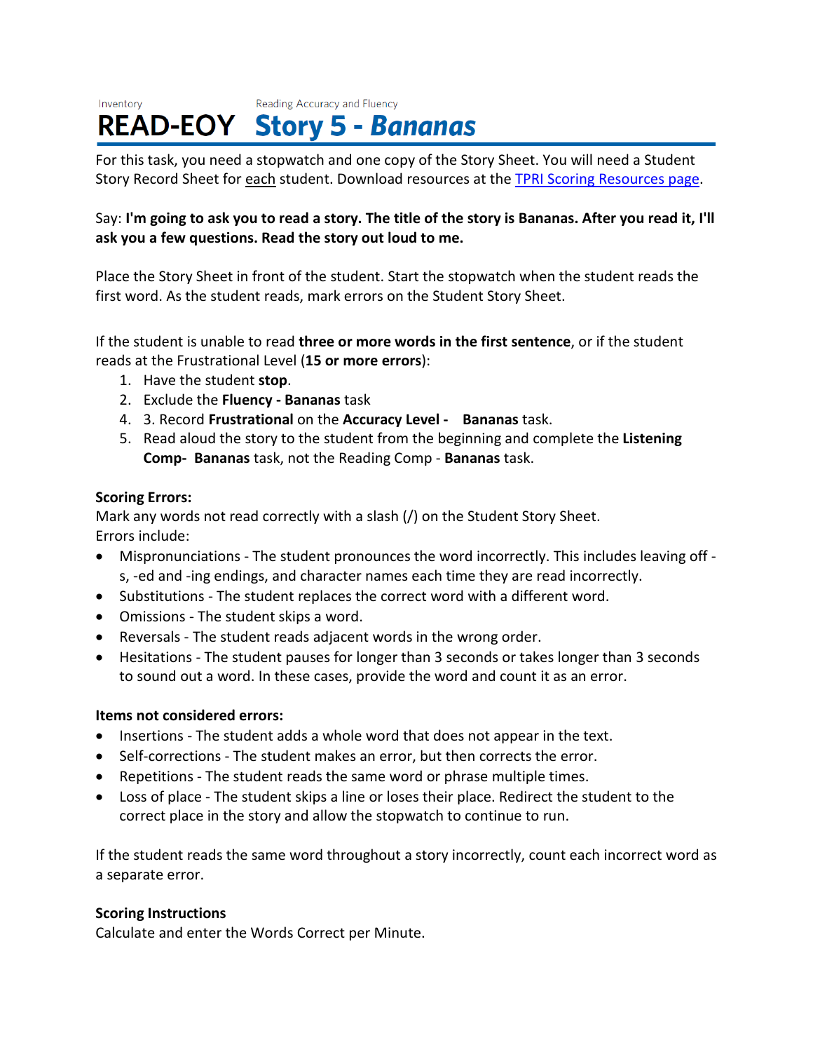Inventory Reading Accuracy and Fluency

# READ-EOY Story 5 - *Bananas*

For this task, you need a stopwatch and one copy of the Story Sheet. You will need a Student Story Record Sheet for each student. Download resources at the TPRI Scoring Resources page.

Say: **I'm going to ask you to read a story. The title of the story is Bananas. After you read it, I'll ask you a few questions. Read the story out loud to me.**

Place the Story Sheet in front of the student. Start the stopwatch when the student reads the first word. As the student reads, mark errors on the Student Story Sheet.

If the student is unable to read **three or more words in the first sentence**, or if the student reads at the Frustrational Level (**15 or more errors**):

1. Have the student **stop**.
2. Exclude the **Fluency - Bananas** task
4. 3. Record **Frustrational** on the **Accuracy Level - Bananas** task.
5. Read aloud the story to the student from the beginning and complete the **Listening Comp- Bananas** task, not the Reading Comp - **Bananas** task.

**Scoring Errors:**
Mark any words not read correctly with a slash (/) on the Student Story Sheet.
Errors include:

- Mispronunciations - The student pronounces the word incorrectly. This includes leaving off -s, -ed and -ing endings, and character names each time they are read incorrectly.
- Substitutions - The student replaces the correct word with a different word.
- Omissions - The student skips a word.
- Reversals - The student reads adjacent words in the wrong order.
- Hesitations - The student pauses for longer than 3 seconds or takes longer than 3 seconds to sound out a word. In these cases, provide the word and count it as an error.

**Items not considered errors:**

- Insertions - The student adds a whole word that does not appear in the text.
- Self-corrections - The student makes an error, but then corrects the error.
- Repetitions - The student reads the same word or phrase multiple times.
- Loss of place - The student skips a line or loses their place. Redirect the student to the correct place in the story and allow the stopwatch to continue to run.

If the student reads the same word throughout a story incorrectly, count each incorrect word as a separate error.

**Scoring Instructions**
Calculate and enter the Words Correct per Minute.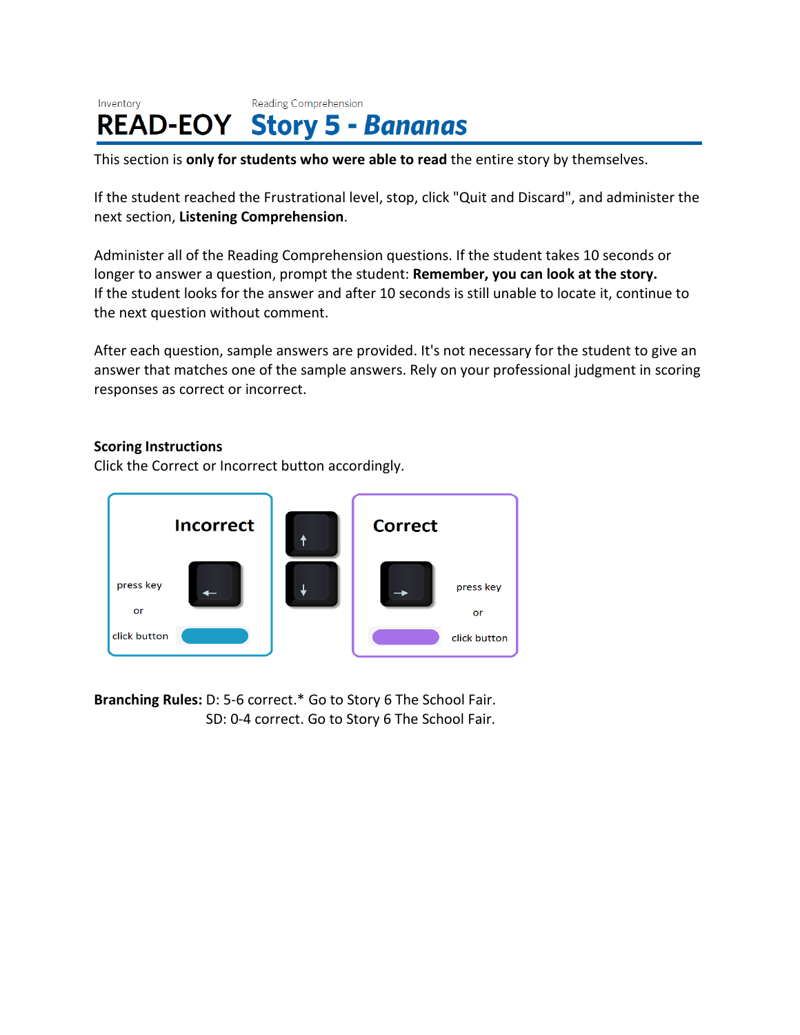Inventory

Reading Comprehension

# READ-EOY Story 5 - *Bananas*

This section is **only for students who were able to read** the entire story by themselves.

If the student reached the Frustrational level, stop, click "Quit and Discard", and administer the next section, **Listening Comprehension**.

Administer all of the Reading Comprehension questions. If the student takes 10 seconds or longer to answer a question, prompt the student: **Remember, you can look at the story.**
If the student looks for the answer and after 10 seconds is still unable to locate it, continue to the next question without comment.

After each question, sample answers are provided. It's not necessary for the student to give an answer that matches one of the sample answers. Rely on your professional judgment in scoring responses as correct or incorrect.

**Scoring Instructions**
Click the Correct or Incorrect button accordingly.

Incorrect

press key ←

or

click button

↑

↓

Correct

press key →

or

click button

**Branching Rules:** D: 5-6 correct.* Go to Story 6 The School Fair.
SD: 0-4 correct. Go to Story 6 The School Fair.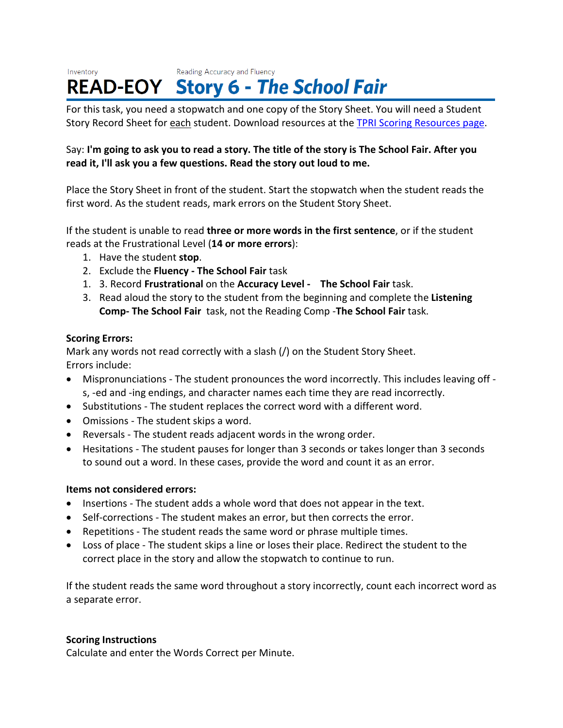Inventory

Reading Accuracy and Fluency

# READ-EOY Story 6 - *The School Fair*

For this task, you need a stopwatch and one copy of the Story Sheet. You will need a Student Story Record Sheet for each student. Download resources at the TPRI Scoring Resources page.

Say: **I'm going to ask you to read a story. The title of the story is The School Fair. After you read it, I'll ask you a few questions. Read the story out loud to me.**

Place the Story Sheet in front of the student. Start the stopwatch when the student reads the first word. As the student reads, mark errors on the Student Story Sheet.

If the student is unable to read **three or more words in the first sentence**, or if the student reads at the Frustrational Level (**14 or more errors**):

1. Have the student **stop**.
2. Exclude the **Fluency - The School Fair** task
3. 3. Record **Frustrational** on the **Accuracy Level - The School Fair** task.
4. Read aloud the story to the student from the beginning and complete the **Listening Comp- The School Fair** task, not the Reading Comp -**The School Fair** task.

**Scoring Errors:**

Mark any words not read correctly with a slash (/) on the Student Story Sheet.
Errors include:

- Mispronunciations - The student pronounces the word incorrectly. This includes leaving off -s, -ed and -ing endings, and character names each time they are read incorrectly.
- Substitutions - The student replaces the correct word with a different word.
- Omissions - The student skips a word.
- Reversals - The student reads adjacent words in the wrong order.
- Hesitations - The student pauses for longer than 3 seconds or takes longer than 3 seconds to sound out a word. In these cases, provide the word and count it as an error.

**Items not considered errors:**

- Insertions - The student adds a whole word that does not appear in the text.
- Self-corrections - The student makes an error, but then corrects the error.
- Repetitions - The student reads the same word or phrase multiple times.
- Loss of place - The student skips a line or loses their place. Redirect the student to the correct place in the story and allow the stopwatch to continue to run.

If the student reads the same word throughout a story incorrectly, count each incorrect word as a separate error.

**Scoring Instructions**

Calculate and enter the Words Correct per Minute.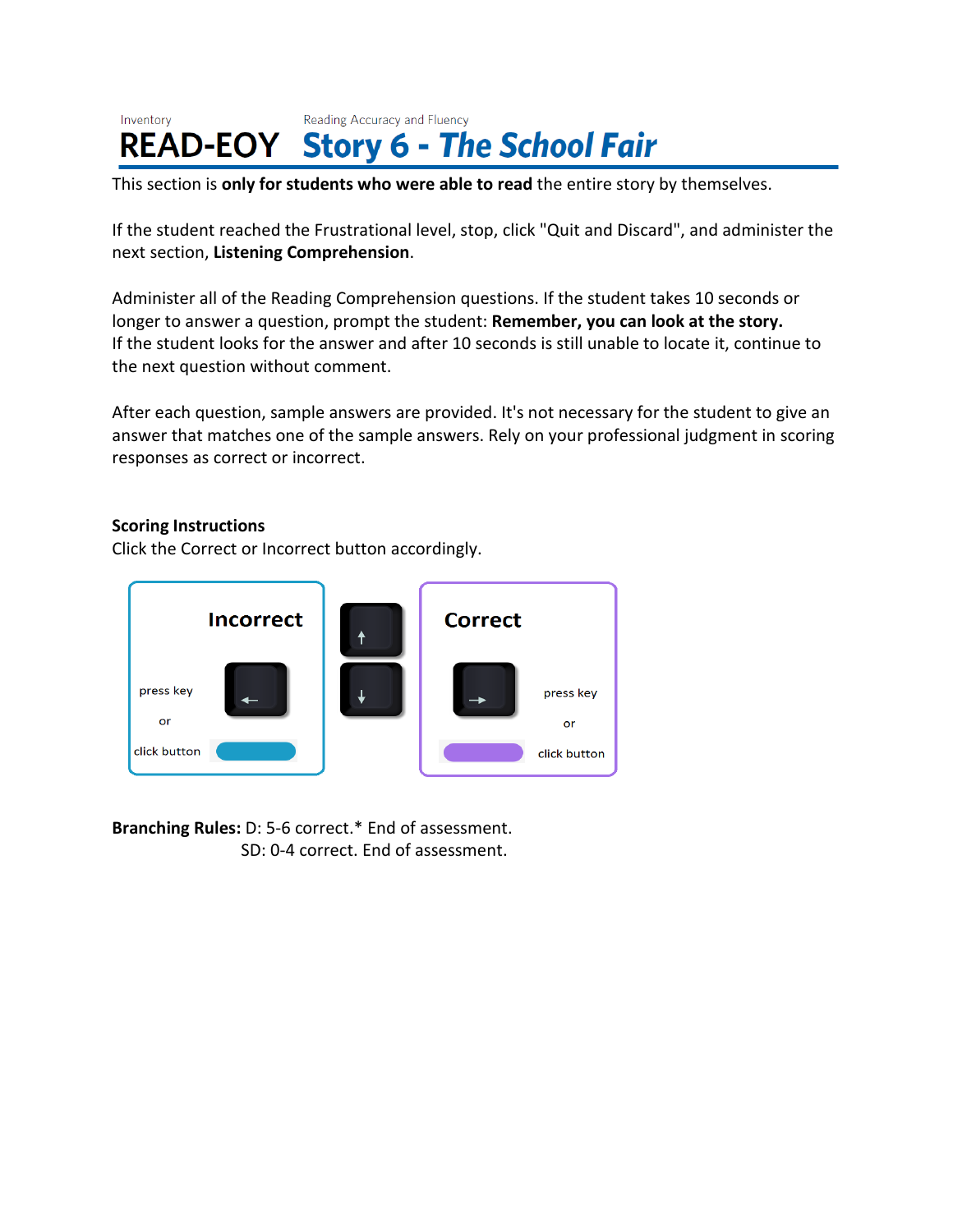Inventory

Reading Accuracy and Fluency

# READ-EOY Story 6 - *The School Fair*

This section is **only for students who were able to read** the entire story by themselves.

If the student reached the Frustrational level, stop, click "Quit and Discard", and administer the next section, **Listening Comprehension**.

Administer all of the Reading Comprehension questions. If the student takes 10 seconds or longer to answer a question, prompt the student: **Remember, you can look at the story.**
If the student looks for the answer and after 10 seconds is still unable to locate it, continue to the next question without comment.

After each question, sample answers are provided. It's not necessary for the student to give an answer that matches one of the sample answers. Rely on your professional judgment in scoring responses as correct or incorrect.

**Scoring Instructions**
Click the Correct or Incorrect button accordingly.

Incorrect

press key ←

or

click button

↑

↓

Correct

press key →

or

click button

**Branching Rules:** D: 5-6 correct.* End of assessment.
SD: 0-4 correct. End of assessment.